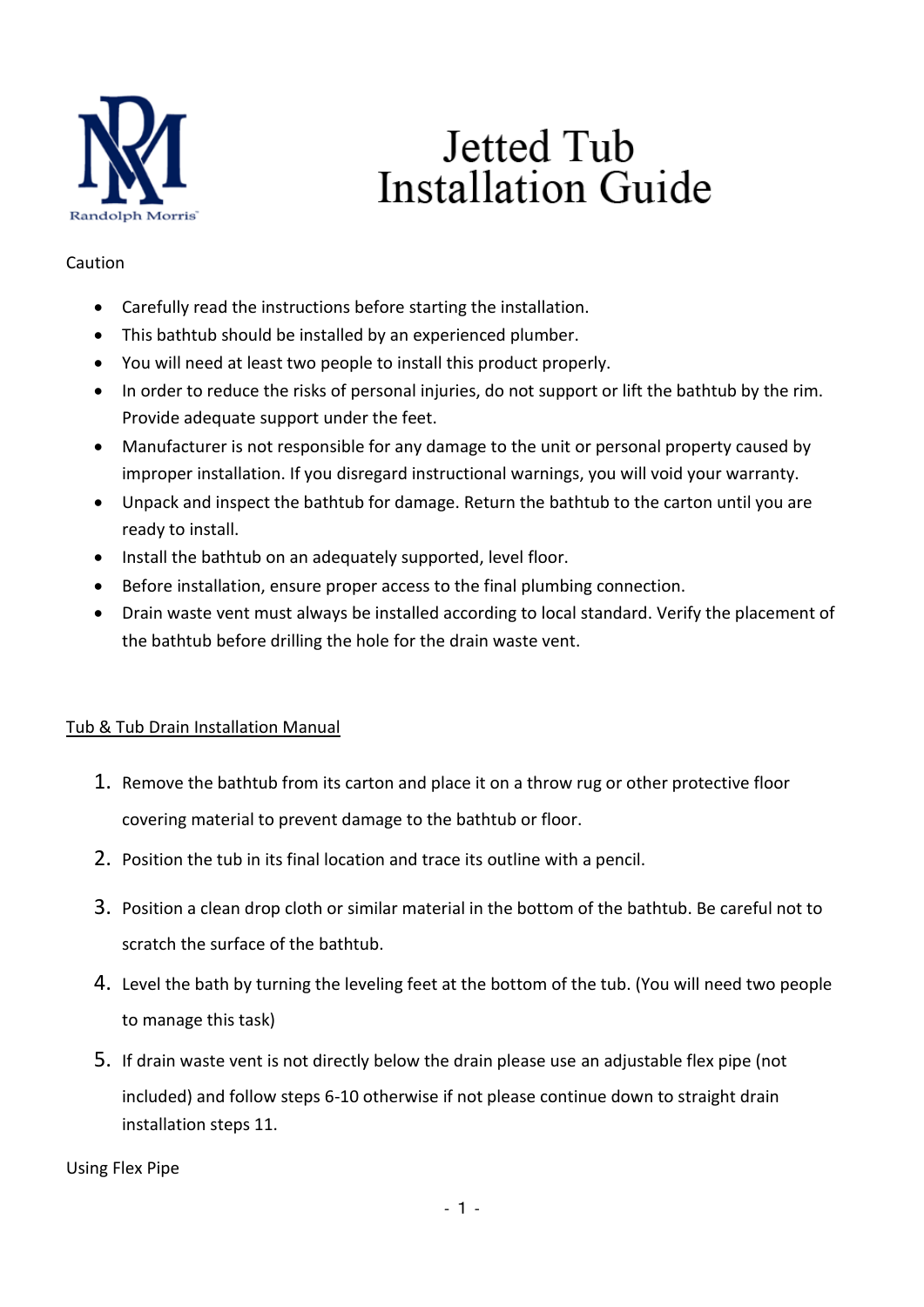Randolph Morris

# Jetted Tub Installation Guide

Caution

- Carefully read the instructions before starting the installation.
- This bathtub should be installed by an experienced plumber.
- You will need at least two people to install this product properly.
- In order to reduce the risks of personal injuries, do not support or lift the bathtub by the rim. Provide adequate support under the feet.
- Manufacturer is not responsible for any damage to the unit or personal property caused by improper installation. If you disregard instructional warnings, you will void your warranty.
- Unpack and inspect the bathtub for damage. Return the bathtub to the carton until you are ready to install.
- Install the bathtub on an adequately supported, level floor.
- Before installation, ensure proper access to the final plumbing connection.
- Drain waste vent must always be installed according to local standard. Verify the placement of the bathtub before drilling the hole for the drain waste vent.

## Tub & Tub Drain Installation Manual

1. Remove the bathtub from its carton and place it on a throw rug or other protective floor covering material to prevent damage to the bathtub or floor.
2. Position the tub in its final location and trace its outline with a pencil.
3. Position a clean drop cloth or similar material in the bottom of the bathtub. Be careful not to scratch the surface of the bathtub.
4. Level the bath by turning the leveling feet at the bottom of the tub. (You will need two people to manage this task)
5. If drain waste vent is not directly below the drain please use an adjustable flex pipe (not included) and follow steps 6-10 otherwise if not please continue down to straight drain installation steps 11.

Using Flex Pipe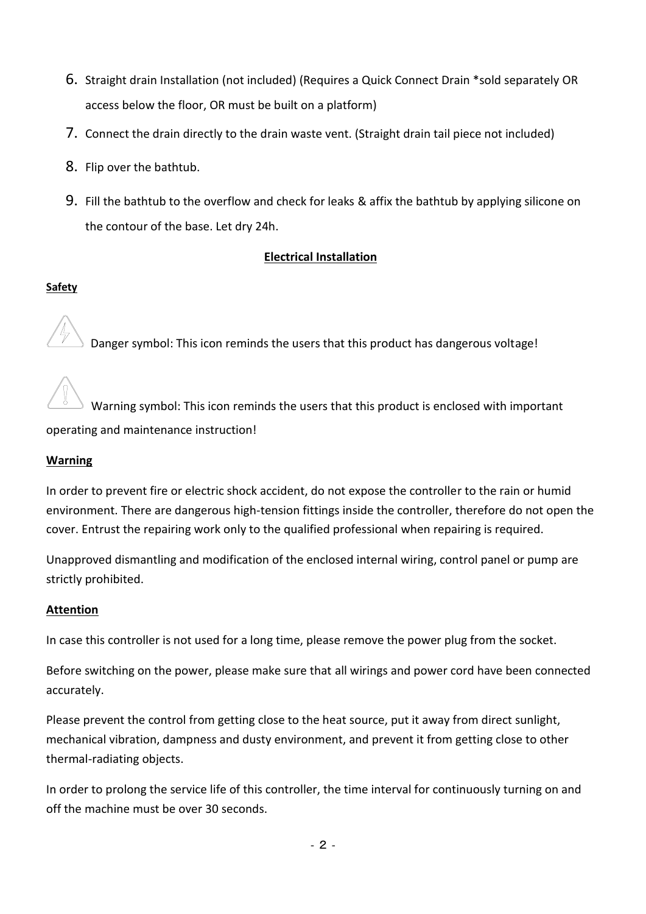6. Straight drain Installation (not included) (Requires a Quick Connect Drain *sold separately OR access below the floor, OR must be built on a platform)
7. Connect the drain directly to the drain waste vent. (Straight drain tail piece not included)
8. Flip over the bathtub.
9. Fill the bathtub to the overflow and check for leaks & affix the bathtub by applying silicone on the contour of the base. Let dry 24h.

## Electrical Installation

**Safety**

Danger symbol: This icon reminds the users that this product has dangerous voltage!

Warning symbol: This icon reminds the users that this product is enclosed with important operating and maintenance instruction!

**Warning**

In order to prevent fire or electric shock accident, do not expose the controller to the rain or humid environment. There are dangerous high-tension fittings inside the controller, therefore do not open the cover. Entrust the repairing work only to the qualified professional when repairing is required.

Unapproved dismantling and modification of the enclosed internal wiring, control panel or pump are strictly prohibited.

**Attention**

In case this controller is not used for a long time, please remove the power plug from the socket.

Before switching on the power, please make sure that all wirings and power cord have been connected accurately.

Please prevent the control from getting close to the heat source, put it away from direct sunlight, mechanical vibration, dampness and dusty environment, and prevent it from getting close to other thermal-radiating objects.

In order to prolong the service life of this controller, the time interval for continuously turning on and off the machine must be over 30 seconds.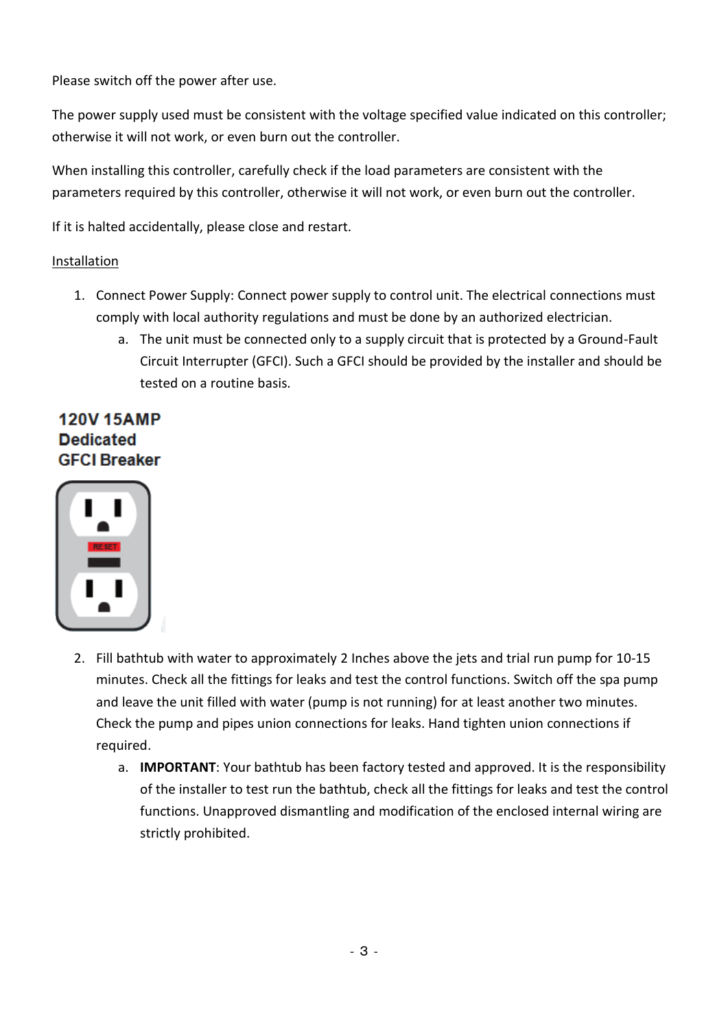Please switch off the power after use.

The power supply used must be consistent with the voltage specified value indicated on this controller; otherwise it will not work, or even burn out the controller.

When installing this controller, carefully check if the load parameters are consistent with the parameters required by this controller, otherwise it will not work, or even burn out the controller.

If it is halted accidentally, please close and restart.

Installation

1. Connect Power Supply: Connect power supply to control unit. The electrical connections must comply with local authority regulations and must be done by an authorized electrician.
    a. The unit must be connected only to a supply circuit that is protected by a Ground-Fault Circuit Interrupter (GFCI). Such a GFCI should be provided by the installer and should be tested on a routine basis.

**120V 15AMP Dedicated GFCI Breaker**

2. Fill bathtub with water to approximately 2 Inches above the jets and trial run pump for 10-15 minutes. Check all the fittings for leaks and test the control functions. Switch off the spa pump and leave the unit filled with water (pump is not running) for at least another two minutes. Check the pump and pipes union connections for leaks. Hand tighten union connections if required.
    a. **IMPORTANT**: Your bathtub has been factory tested and approved. It is the responsibility of the installer to test run the bathtub, check all the fittings for leaks and test the control functions. Unapproved dismantling and modification of the enclosed internal wiring are strictly prohibited.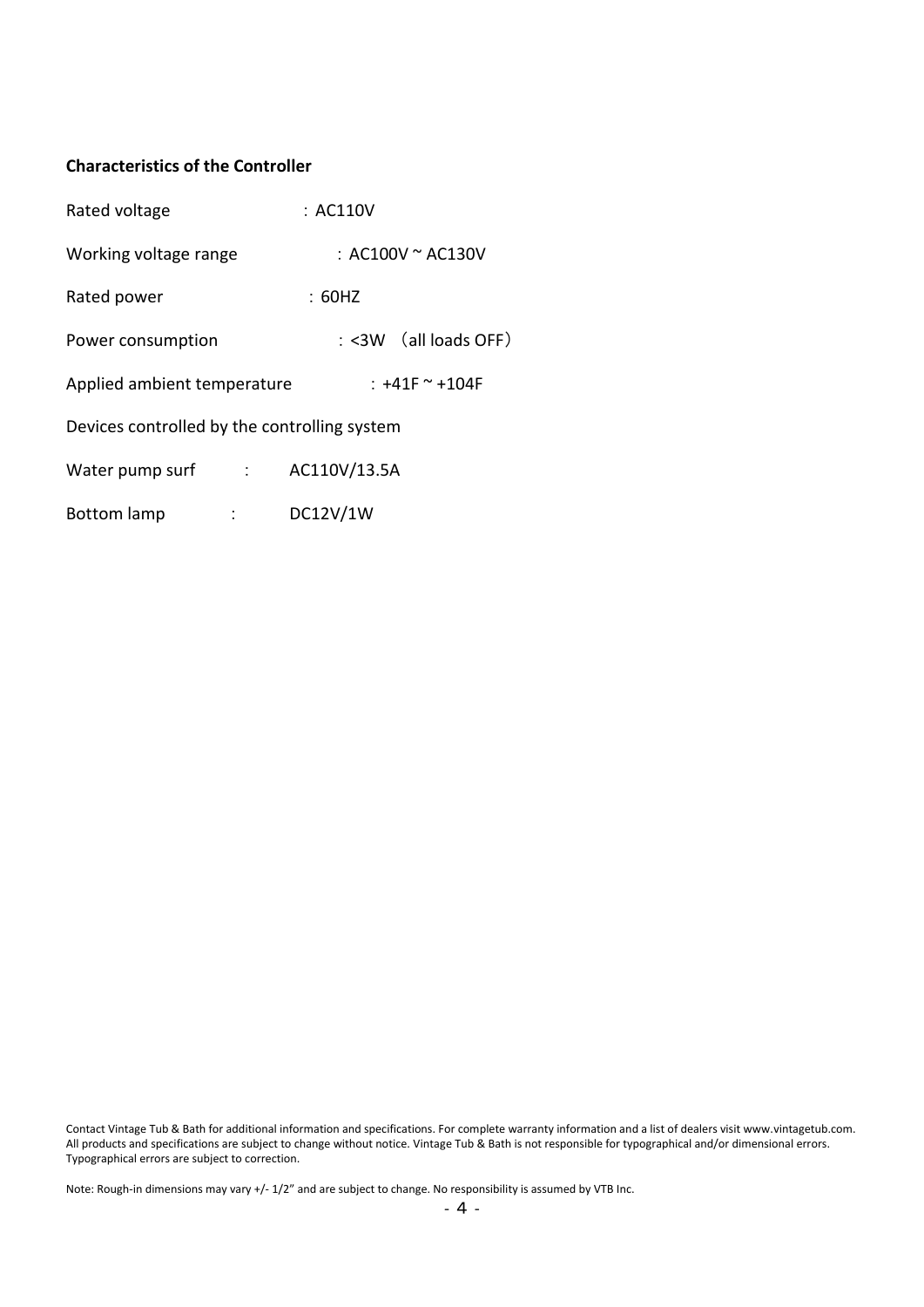**Characteristics of the Controller**

Rated voltage ：AC110V

Working voltage range ：AC100V ~ AC130V

Rated power ：60HZ

Power consumption ：<3W （all loads OFF）

Applied ambient temperature ：+41F ~ +104F

Devices controlled by the controlling system

Water pump surf : AC110V/13.5A

Bottom lamp : DC12V/1W

Contact Vintage Tub & Bath for additional information and specifications. For complete warranty information and a list of dealers visit www.vintagetub.com. All products and specifications are subject to change without notice. Vintage Tub & Bath is not responsible for typographical and/or dimensional errors. Typographical errors are subject to correction.

Note: Rough-in dimensions may vary +/- 1/2" and are subject to change. No responsibility is assumed by VTB Inc.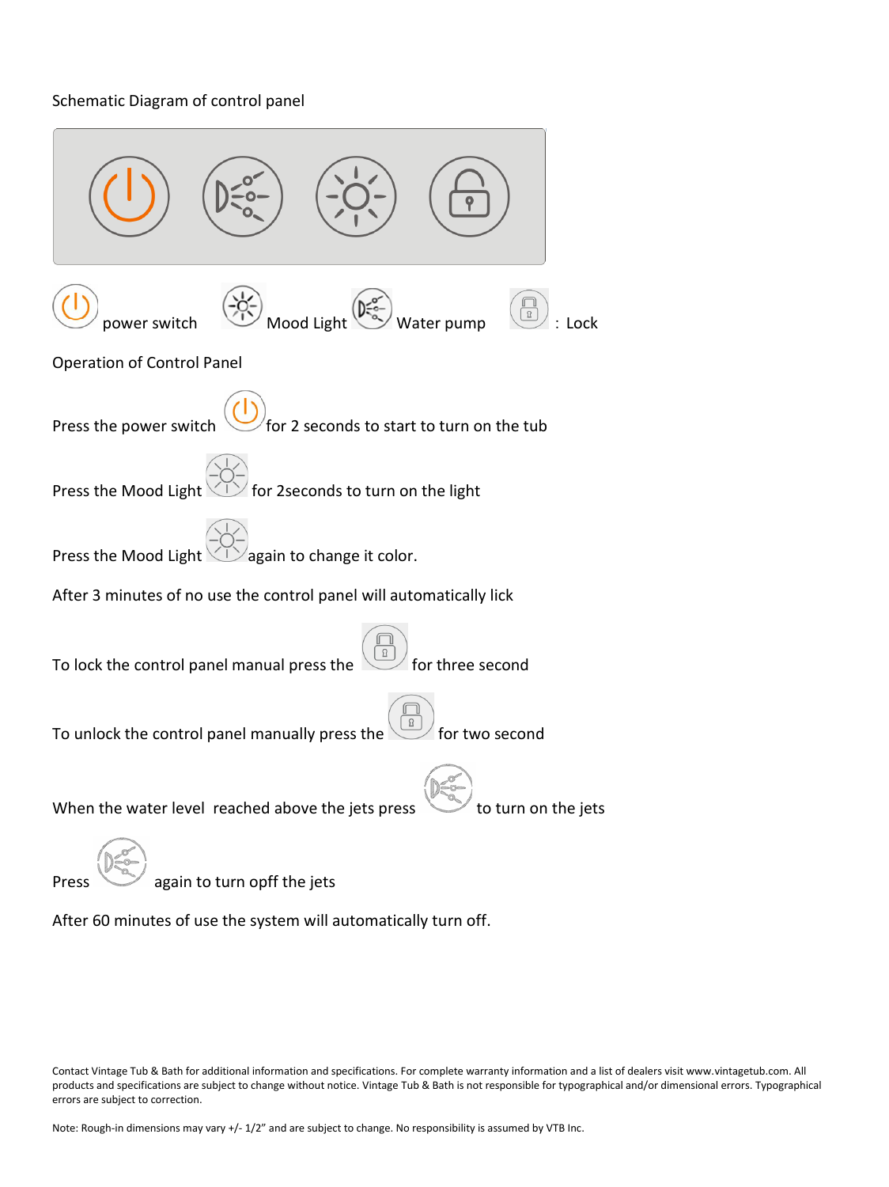Schematic Diagram of control panel

power switch Mood Light Water pump : Lock

Operation of Control Panel

Press the power switch for 2 seconds to start to turn on the tub

Press the Mood Light for 2seconds to turn on the light

Press the Mood Light again to change it color.

After 3 minutes of no use the control panel will automatically lick

To lock the control panel manual press the for three second

To unlock the control panel manually press the for two second

When the water level reached above the jets press to turn on the jets

Press again to turn opff the jets

After 60 minutes of use the system will automatically turn off.

Contact Vintage Tub & Bath for additional information and specifications. For complete warranty information and a list of dealers visit www.vintagetub.com. All products and specifications are subject to change without notice. Vintage Tub & Bath is not responsible for typographical and/or dimensional errors. Typographical errors are subject to correction.

Note: Rough-in dimensions may vary +/- 1/2" and are subject to change. No responsibility is assumed by VTB Inc.